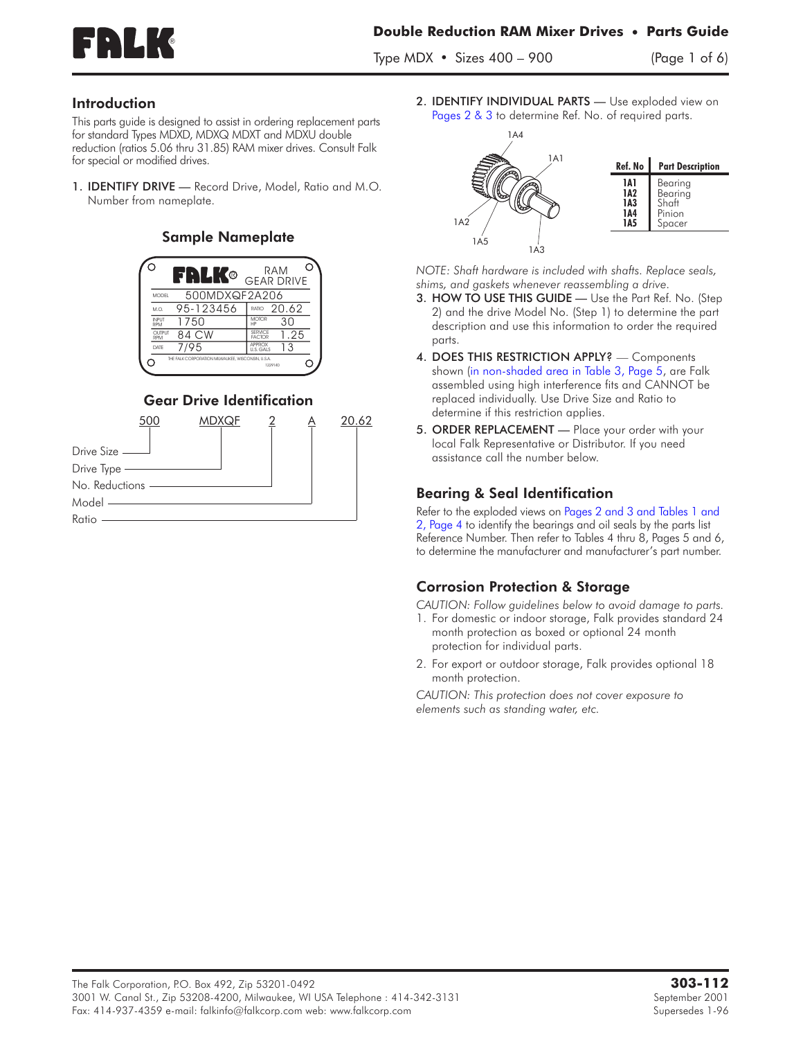# Double Reduction RAM Mixer Drives • Parts Guide

Type MDX • Sizes 400 – 900

## Introduction

This parts guide is designed to assist in ordering replacement parts for standard Types MDXD, MDXQ MDXT and MDXU double reduction (ratios 5.06 thru 31.85) RAM mixer drives. Consult Falk for special or modified drives.

1. IDENTIFY DRIVE — Record Drive, Model, Ratio and M.O. Number from nameplate.

### Sample Nameplate

| MODEL | 500MDXQF2A206 | | |
|---|---|---|---|
| M.O. | 95-123456 | RATIO | 20.62 |
| INPUT RPM | 1750 | MOTOR HP | 30 |
| OUTPUT RPM | 84 CW | SERVICE FACTOR | 1.25 |
| DATE | 7/95 | APPROX U.S. GALS | 13 |

### Gear Drive Identification

500 MDXQF 2 A 20.62

- 500 — Drive Size
- MDXQF — Drive Type
- 2 — No. Reductions
- A — Model
- 20.62 — Ratio

2. IDENTIFY INDIVIDUAL PARTS — Use exploded view on Pages 2 & 3 to determine Ref. No. of required parts.

| Ref. No | Part Description |
|---|---|
| 1A1 | Bearing |
| 1A2 | Bearing |
| 1A3 | Shaft |
| 1A4 | Pinion |
| 1A5 | Spacer |

*NOTE: Shaft hardware is included with shafts. Replace seals, shims, and gaskets whenever reassembling a drive.*

3. HOW TO USE THIS GUIDE — Use the Part Ref. No. (Step 2) and the drive Model No. (Step 1) to determine the part description and use this information to order the required parts.

4. DOES THIS RESTRICTION APPLY? — Components shown (in non-shaded area in Table 3, Page 5, are Falk assembled using high interference fits and CANNOT be replaced individually. Use Drive Size and Ratio to determine if this restriction applies.

5. ORDER REPLACEMENT — Place your order with your local Falk Representative or Distributor. If you need assistance call the number below.

## Bearing & Seal Identification

Refer to the exploded views on Pages 2 and 3 and Tables 1 and 2, Page 4 to identify the bearings and oil seals by the parts list Reference Number. Then refer to Tables 4 thru 8, Pages 5 and 6, to determine the manufacturer and manufacturer's part number.

## Corrosion Protection & Storage

*CAUTION: Follow guidelines below to avoid damage to parts.*

1. For domestic or indoor storage, Falk provides standard 24 month protection as boxed or optional 24 month protection for individual parts.
2. For export or outdoor storage, Falk provides optional 18 month protection.

*CAUTION: This protection does not cover exposure to elements such as standing water, etc.*

The Falk Corporation, P.O. Box 492, Zip 53201-0492
3001 W. Canal St., Zip 53208-4200, Milwaukee, WI USA Telephone : 414-342-3131
Fax: 414-937-4359 e-mail: falkinfo@falkcorp.com web: www.falkcorp.com

**303-112**
September 2001
Supersedes 1-96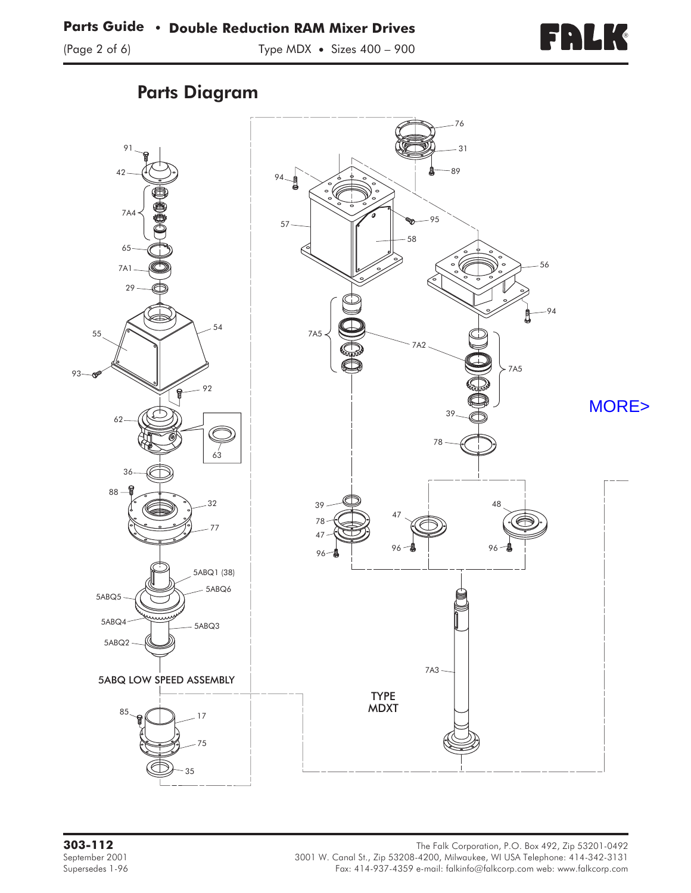## Parts Diagram

91
42
7A4
65
7A1
29
55
54
93
92
62
63
36
88
32
77
5ABQ1 (38)
5ABQ6
5ABQ5
5ABQ4
5ABQ3
5ABQ2

5ABQ LOW SPEED ASSEMBLY

85
17
75
35

76
31
89
94
57
95
58
56
94
7A5
7A2
7A5
39
78

MORE>

39
78
47
96
47
96
48
96

7A3

TYPE MDXT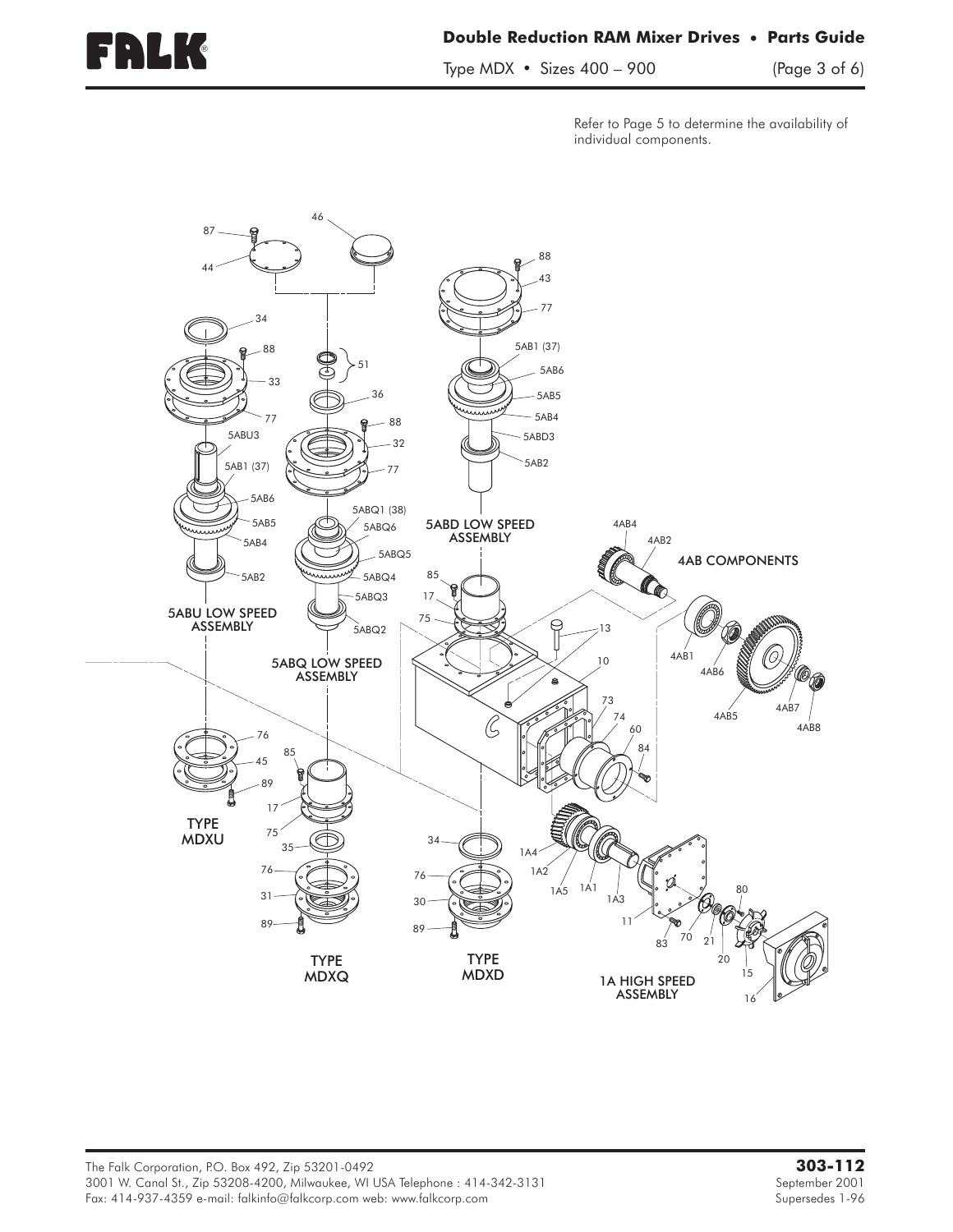Refer to Page 5 to determine the availability of individual components.

5ABU LOW SPEED ASSEMBLY

5ABQ LOW SPEED ASSEMBLY

5ABD LOW SPEED ASSEMBLY

4AB COMPONENTS

TYPE MDXU

TYPE MDXQ

TYPE MDXD

1A HIGH SPEED ASSEMBLY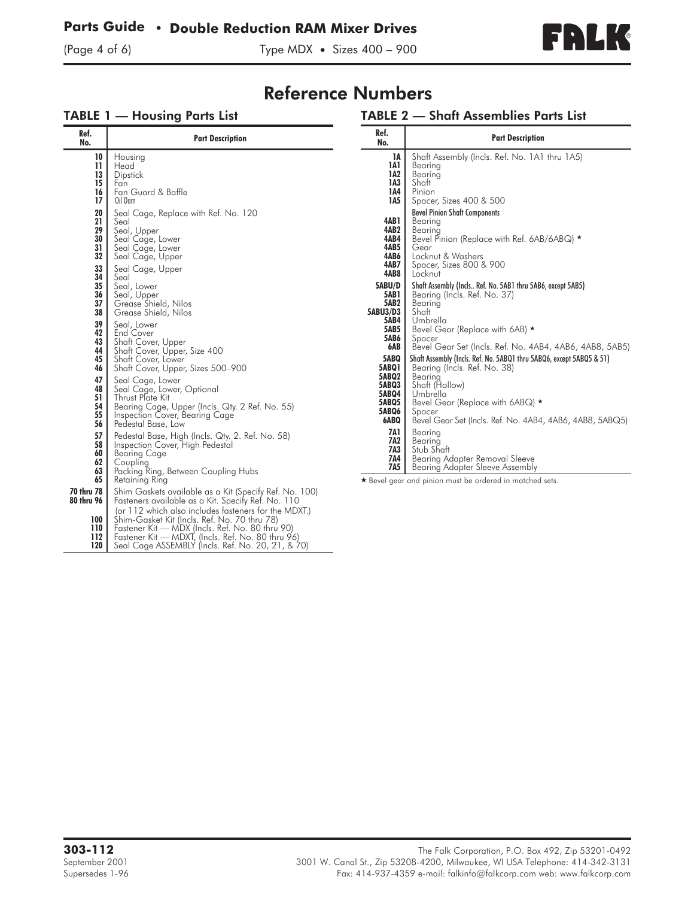# Reference Numbers

## TABLE 1 — Housing Parts List

| Ref. No. | Part Description |
|---|---|
| 10 | Housing |
| 11 | Head |
| 13 | Dipstick |
| 15 | Fan |
| 16 | Fan Guard & Baffle |
| 17 | Oil Dam |
| 20 | Seal Cage, Replace with Ref. No. 120 |
| 21 | Seal |
| 29 | Seal, Upper |
| 30 | Seal Cage, Lower |
| 31 | Seal Cage, Lower |
| 32 | Seal Cage, Upper |
| 33 | Seal Cage, Upper |
| 34 | Seal |
| 35 | Seal, Lower |
| 36 | Seal, Upper |
| 37 | Grease Shield, Nilos |
| 38 | Grease Shield, Nilos |
| 39 | Seal, Lower |
| 42 | End Cover |
| 43 | Shaft Cover, Upper |
| 44 | Shaft Cover, Upper, Size 400 |
| 45 | Shaft Cover, Lower |
| 46 | Shaft Cover, Upper, Sizes 500–900 |
| 47 | Seal Cage, Lower |
| 48 | Seal Cage, Lower, Optional |
| 51 | Thrust Plate Kit |
| 54 | Bearing Cage, Upper (Incls. Qty. 2 Ref. No. 55) |
| 55 | Inspection Cover, Bearing Cage |
| 56 | Pedestal Base, Low |
| 57 | Pedestal Base, High (Incls. Qty. 2. Ref. No. 58) |
| 58 | Inspection Cover, High Pedestal |
| 60 | Bearing Cage |
| 62 | Coupling |
| 63 | Packing Ring, Between Coupling Hubs |
| 65 | Retaining Ring |
| 70 thru 78 | Shim Gaskets available as a Kit (Specify Ref. No. 100) |
| 80 thru 96 | Fasteners available as a Kit. Specify Ref. No. 110 (or 112 which also includes fasteners for the MDXT.) |
| 100 | Shim-Gasket Kit (Incls. Ref. No. 70 thru 78) |
| 110 | Fastener Kit — MDX (Incls. Ref. No. 80 thru 90) |
| 112 | Fastener Kit — MDXT, (Incls. Ref. No. 80 thru 96) |
| 120 | Seal Cage ASSEMBLY (Incls. Ref. No. 20, 21, & 70) |

## TABLE 2 — Shaft Assemblies Parts List

| Ref. No. | Part Description |
|---|---|
| 1A | Shaft Assembly (Incls. Ref. No. 1A1 thru 1A5) |
| 1A1 | Bearing |
| 1A2 | Bearing |
| 1A3 | Shaft |
| 1A4 | Pinion |
| 1A5 | Spacer, Sizes 400 & 500 |
| | **Bevel Pinion Shaft Components** |
| 4AB1 | Bearing |
| 4AB2 | Bearing |
| 4AB4 | Bevel Pinion (Replace with Ref. 6AB/6ABQ) ★ |
| 4AB5 | Gear |
| 4AB6 | Locknut & Washers |
| 4AB7 | Spacer, Sizes 800 & 900 |
| 4AB8 | Locknut |
| 5ABU/D | Shaft Assembly (Incls.. Ref. No. 5AB1 thru 5AB6, except 5AB5) |
| 5AB1 | Bearing (Incls. Ref. No. 37) |
| 5AB2 | Bearing |
| 5ABU3/D3 | Shaft |
| 5AB4 | Umbrella |
| 5AB5 | Bevel Gear (Replace with 6AB) ★ |
| 5AB6 | Spacer |
| 6AB | Bevel Gear Set (Incls. Ref. No. 4AB4, 4AB6, 4AB8, 5AB5) |
| 5ABQ | Shaft Assembly (Incls. Ref. No. 5ABQ1 thru 5ABQ6, except 5ABQ5 & 51) |
| 5ABQ1 | Bearing (Incls. Ref. No. 38) |
| 5ABQ2 | Bearing |
| 5ABQ3 | Shaft (Hollow) |
| 5ABQ4 | Umbrella |
| 5ABQ5 | Bevel Gear (Replace with 6ABQ) ★ |
| 5ABQ6 | Spacer |
| 6ABQ | Bevel Gear Set (Incls. Ref. No. 4AB4, 4AB6, 4AB8, 5ABQ5) |
| 7A1 | Bearing |
| 7A2 | Bearing |
| 7A3 | Stub Shaft |
| 7A4 | Bearing Adapter Removal Sleeve |
| 7A5 | Bearing Adapter Sleeve Assembly |

★ Bevel gear and pinion must be ordered in matched sets.

**303-112**
September 2001
Supersedes 1-96

The Falk Corporation, P.O. Box 492, Zip 53201-0492
3001 W. Canal St., Zip 53208-4200, Milwaukee, WI USA Telephone: 414-342-3131
Fax: 414-937-4359 e-mail: falkinfo@falkcorp.com web: www.falkcorp.com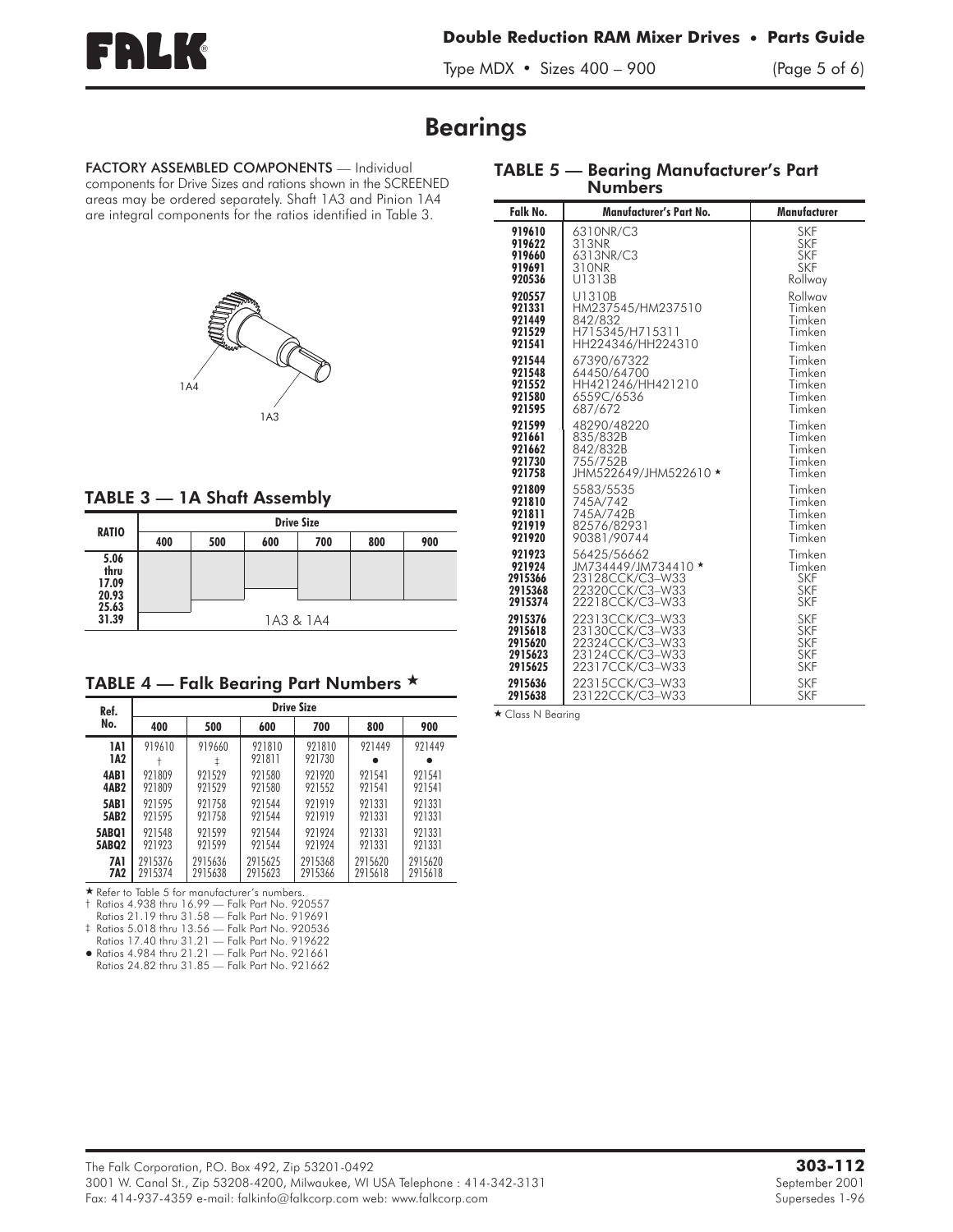# Bearings

**FACTORY ASSEMBLED COMPONENTS** — Individual components for Drive Sizes and rations shown in the SCREENED areas may be ordered separately. Shaft 1A3 and Pinion 1A4 are integral components for the ratios identified in Table 3.

1A4

1A3

## TABLE 3 — 1A Shaft Assembly

| RATIO | Drive Size | | | | | |
|---|---|---|---|---|---|---|
| | 400 | 500 | 600 | 700 | 800 | 900 |
| 5.06 thru 17.09 | | | | | | |
| 20.93 | | | | | | |
| 25.63 | | | | | | |
| 31.39 | 1A3 & 1A4 | | | | | |

## TABLE 4 — Falk Bearing Part Numbers ★

| Ref. No. | Drive Size | | | | | |
|---|---|---|---|---|---|---|
| | 400 | 500 | 600 | 700 | 800 | 900 |
| 1A1 | 919610 | 919660 | 921810 | 921810 | 921449 | 921449 |
| 1A2 | † | ‡ | 921811 | 921730 | ● | ● |
| 4AB1 | 921809 | 921529 | 921580 | 921920 | 921541 | 921541 |
| 4AB2 | 921809 | 921529 | 921580 | 921552 | 921541 | 921541 |
| 5AB1 | 921595 | 921758 | 921544 | 921919 | 921331 | 921331 |
| 5AB2 | 921595 | 921758 | 921544 | 921919 | 921331 | 921331 |
| 5ABQ1 | 921548 | 921599 | 921544 | 921924 | 921331 | 921331 |
| 5ABQ2 | 921923 | 921599 | 921544 | 921924 | 921331 | 921331 |
| 7A1 | 2915376 | 2915636 | 2915625 | 2915368 | 2915620 | 2915620 |
| 7A2 | 2915374 | 2915638 | 2915623 | 2915366 | 2915618 | 2915618 |

★ Refer to Table 5 for manufacturer's numbers.
† Ratios 4.938 thru 16.99 — Falk Part No. 920557
Ratios 21.19 thru 31.58 — Falk Part No. 919691
‡ Ratios 5.018 thru 13.56 — Falk Part No. 920536
Ratios 17.40 thru 31.21 — Falk Part No. 919622
● Ratios 4.984 thru 21.21 — Falk Part No. 921661
Ratios 24.82 thru 31.85 — Falk Part No. 921662

## TABLE 5 — Bearing Manufacturer's Part Numbers

| Falk No. | Manufacturer's Part No. | Manufacturer |
|---|---|---|
| 919610 | 6310NR/C3 | SKF |
| 919622 | 313NR | SKF |
| 919660 | 6313NR/C3 | SKF |
| 919691 | 310NR | SKF |
| 920536 | U1313B | Rollway |
| 920557 | U1310B | Rollway |
| 921331 | HM237545/HM237510 | Timken |
| 921449 | 842/832 | Timken |
| 921529 | H715345/H715311 | Timken |
| 921541 | HH224346/HH224310 | Timken |
| 921544 | 67390/67322 | Timken |
| 921548 | 64450/64700 | Timken |
| 921552 | HH421246/HH421210 | Timken |
| 921580 | 6559C/6536 | Timken |
| 921595 | 687/672 | Timken |
| 921599 | 48290/48220 | Timken |
| 921661 | 835/832B | Timken |
| 921662 | 842/832B | Timken |
| 921730 | 755/752B | Timken |
| 921758 | JHM522649/JHM522610 ★ | Timken |
| 921809 | 5583/5535 | Timken |
| 921810 | 745A/742 | Timken |
| 921811 | 745A/742B | Timken |
| 921919 | 82576/82931 | Timken |
| 921920 | 90381/90744 | Timken |
| 921923 | 56425/56662 | Timken |
| 921924 | JM734449/JM734410 ★ | Timken |
| 2915366 | 23128CCK/C3–W33 | SKF |
| 2915368 | 22320CCK/C3–W33 | SKF |
| 2915374 | 22218CCK/C3–W33 | SKF |
| 2915376 | 22313CCK/C3–W33 | SKF |
| 2915618 | 23130CCK/C3–W33 | SKF |
| 2915620 | 22324CCK/C3–W33 | SKF |
| 2915623 | 23124CCK/C3–W33 | SKF |
| 2915625 | 22317CCK/C3–W33 | SKF |
| 2915636 | 22315CCK/C3–W33 | SKF |
| 2915638 | 23122CCK/C3–W33 | SKF |

★ Class N Bearing

The Falk Corporation, P.O. Box 492, Zip 53201-0492
3001 W. Canal St., Zip 53208-4200, Milwaukee, WI USA Telephone : 414-342-3131
Fax: 414-937-4359 e-mail: falkinfo@falkcorp.com web: www.falkcorp.com

**303-112**
September 2001
Supersedes 1-96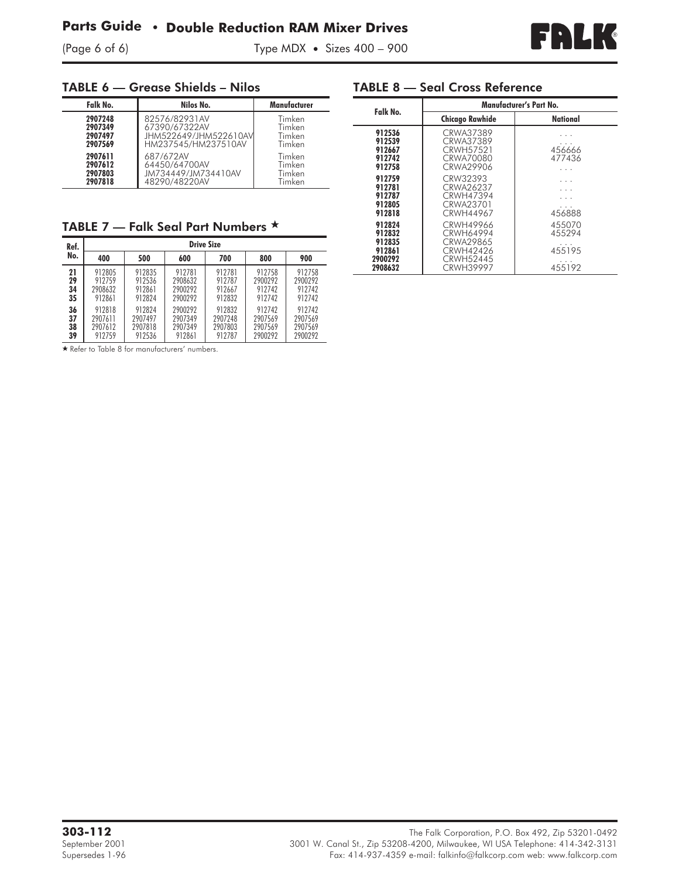### TABLE 6 — Grease Shields – Nilos

| Falk No. | Nilos No. | Manufacturer |
|---|---|---|
| **2907248** | 82576/82931AV | Timken |
| **2907349** | 67390/67322AV | Timken |
| **2907497** | JHM522649/JHM522610AV | Timken |
| **2907569** | HM237545/HM237510AV | Timken |
| **2907611** | 687/672AV | Timken |
| **2907612** | 64450/64700AV | Timken |
| **2907803** | JM734449/JM734410AV | Timken |
| **2907818** | 48290/48220AV | Timken |

### TABLE 7 — Falk Seal Part Numbers ★

| Ref. No. | Drive Size | | | | | |
|---|---|---|---|---|---|---|
| | 400 | 500 | 600 | 700 | 800 | 900 |
| **21** | 912805 | 912835 | 912781 | 912781 | 912758 | 912758 |
| **29** | 912759 | 912536 | 2908632 | 912787 | 2900292 | 2900292 |
| **34** | 2908632 | 912861 | 2900292 | 912667 | 912742 | 912742 |
| **35** | 912861 | 912824 | 2900292 | 912832 | 912742 | 912742 |
| **36** | 912818 | 912824 | 2900292 | 912832 | 912742 | 912742 |
| **37** | 2907611 | 2907497 | 2907349 | 2907248 | 2907569 | 2907569 |
| **38** | 2907612 | 2907818 | 2907349 | 2907803 | 2907569 | 2907569 |
| **39** | 912759 | 912536 | 912861 | 912787 | 2900292 | 2900292 |

★ Refer to Table 8 for manufacturers' numbers.

### TABLE 8 — Seal Cross Reference

| Falk No. | Manufacturer's Part No. | |
|---|---|---|
| | Chicago Rawhide | National |
| **912536** | CRWA37389 | . . . |
| **912539** | CRWA37389 | . . . |
| **912667** | CRWH57521 | 456666 |
| **912742** | CRWA70080 | 477436 |
| **912758** | CRWA29906 | . . . |
| **912759** | CRW32393 | . . . |
| **912781** | CRWA26237 | . . . |
| **912787** | CRWH47394 | . . . |
| **912805** | CRWA23701 | . . . |
| **912818** | CRWH44967 | 456888 |
| **912824** | CRWH49966 | 455070 |
| **912832** | CRWH64994 | 455294 |
| **912835** | CRWA29865 | . . . |
| **912861** | CRWH42426 | 455195 |
| **2900292** | CRWH52445 | . . . |
| **2908632** | CRWH39997 | 455192 |

**303-112**
September 2001
Supersedes 1-96

The Falk Corporation, P.O. Box 492, Zip 53201-0492
3001 W. Canal St., Zip 53208-4200, Milwaukee, WI USA Telephone: 414-342-3131
Fax: 414-937-4359 e-mail: falkinfo@falkcorp.com web: www.falkcorp.com